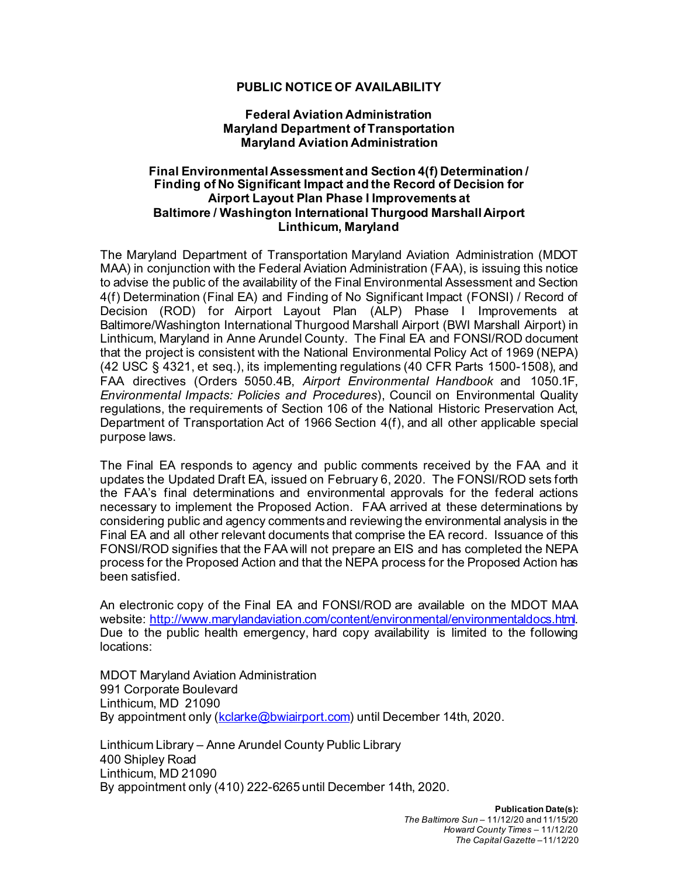# PUBLIC NOTICE OF AVAILABILITY

## Federal Aviation Administration
## Maryland Department of Transportation
## Maryland Aviation Administration

### Final Environmental Assessment and Section 4(f) Determination / Finding of No Significant Impact and the Record of Decision for Airport Layout Plan Phase I Improvements at Baltimore / Washington International Thurgood Marshall Airport Linthicum, Maryland

The Maryland Department of Transportation Maryland Aviation Administration (MDOT MAA) in conjunction with the Federal Aviation Administration (FAA), is issuing this notice to advise the public of the availability of the Final Environmental Assessment and Section 4(f) Determination (Final EA) and Finding of No Significant Impact (FONSI) / Record of Decision (ROD) for Airport Layout Plan (ALP) Phase I Improvements at Baltimore/Washington International Thurgood Marshall Airport (BWI Marshall Airport) in Linthicum, Maryland in Anne Arundel County. The Final EA and FONSI/ROD document that the project is consistent with the National Environmental Policy Act of 1969 (NEPA) (42 USC § 4321, et seq.), its implementing regulations (40 CFR Parts 1500-1508), and FAA directives (Orders 5050.4B, *Airport Environmental Handbook* and 1050.1F, *Environmental Impacts: Policies and Procedures*), Council on Environmental Quality regulations, the requirements of Section 106 of the National Historic Preservation Act, Department of Transportation Act of 1966 Section 4(f), and all other applicable special purpose laws.

The Final EA responds to agency and public comments received by the FAA and it updates the Updated Draft EA, issued on February 6, 2020. The FONSI/ROD sets forth the FAA's final determinations and environmental approvals for the federal actions necessary to implement the Proposed Action. FAA arrived at these determinations by considering public and agency comments and reviewing the environmental analysis in the Final EA and all other relevant documents that comprise the EA record. Issuance of this FONSI/ROD signifies that the FAA will not prepare an EIS and has completed the NEPA process for the Proposed Action and that the NEPA process for the Proposed Action has been satisfied.

An electronic copy of the Final EA and FONSI/ROD are available on the MDOT MAA website: [http://www.marylandaviation.com/content/environmental/environmentaldocs.html](http://www.marylandaviation.com/content/environmental/environmentaldocs.html). Due to the public health emergency, hard copy availability is limited to the following locations:

MDOT Maryland Aviation Administration
991 Corporate Boulevard
Linthicum, MD 21090
By appointment only ([kclarke@bwiairport.com](mailto:kclarke@bwiairport.com)) until December 14th, 2020.

Linthicum Library – Anne Arundel County Public Library
400 Shipley Road
Linthicum, MD 21090
By appointment only (410) 222-6265 until December 14th, 2020.

**Publication Date(s):**
*The Baltimore Sun* – 11/12/20 and 11/15/20
*Howard County Times* – 11/12/20
*The Capital Gazette* –11/12/20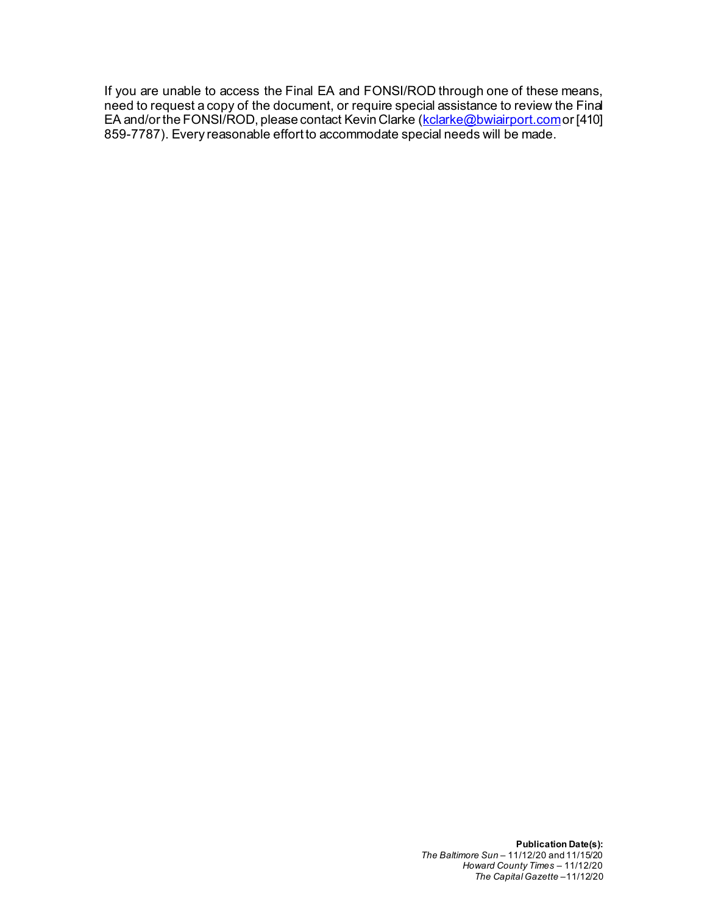If you are unable to access the Final EA and FONSI/ROD through one of these means, need to request a copy of the document, or require special assistance to review the Final EA and/or the FONSI/ROD, please contact Kevin Clarke (kclarke@bwiairport.com or [410] 859-7787). Every reasonable effort to accommodate special needs will be made.

**Publication Date(s):**
*The Baltimore Sun* – 11/12/20 and 11/15/20
*Howard County Times* – 11/12/20
*The Capital Gazette* –11/12/20